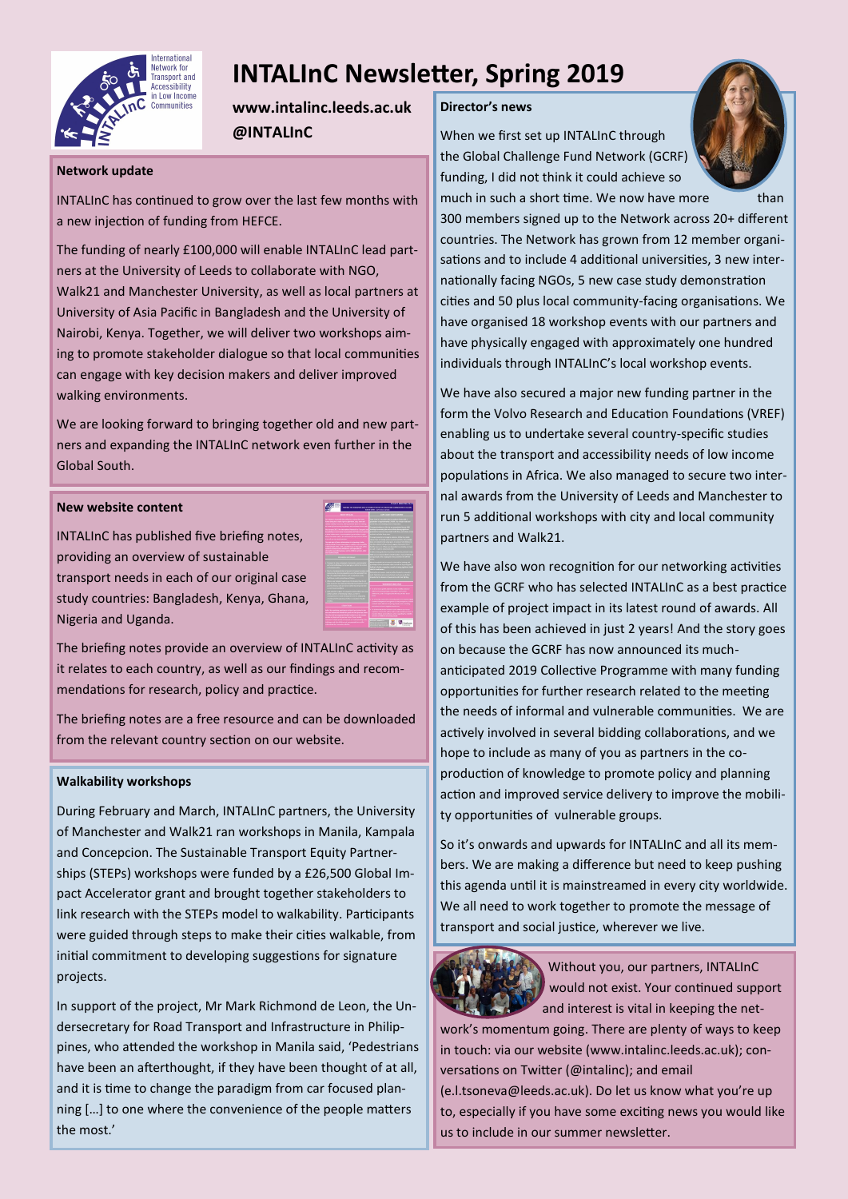# INTALInC Newsletter, Spring 2019

**www.intalinc.leeds.ac.uk**
**@INTALInC**

### Network update

INTALInC has continued to grow over the last few months with a new injection of funding from HEFCE.

The funding of nearly £100,000 will enable INTALInC lead partners at the University of Leeds to collaborate with NGO, Walk21 and Manchester University, as well as local partners at University of Asia Pacific in Bangladesh and the University of Nairobi, Kenya. Together, we will deliver two workshops aiming to promote stakeholder dialogue so that local communities can engage with key decision makers and deliver improved walking environments.

We are looking forward to bringing together old and new partners and expanding the INTALInC network even further in the Global South.

### New website content

INTALInC has published five briefing notes, providing an overview of sustainable transport needs in each of our original case study countries: Bangladesh, Kenya, Ghana, Nigeria and Uganda.

The briefing notes provide an overview of INTALInC activity as it relates to each country, as well as our findings and recommendations for research, policy and practice.

The briefing notes are a free resource and can be downloaded from the relevant country section on our website.

### Walkability workshops

During February and March, INTALInC partners, the University of Manchester and Walk21 ran workshops in Manila, Kampala and Concepcion. The Sustainable Transport Equity Partnerships (STEPs) workshops were funded by a £26,500 Global Impact Accelerator grant and brought together stakeholders to link research with the STEPs model to walkability. Participants were guided through steps to make their cities walkable, from initial commitment to developing suggestions for signature projects.

In support of the project, Mr Mark Richmond de Leon, the Undersecretary for Road Transport and Infrastructure in Philippines, who attended the workshop in Manila said, 'Pedestrians have been an afterthought, if they have been thought of at all, and it is time to change the paradigm from car focused planning […] to one where the convenience of the people matters the most.'

### Director's news

When we first set up INTALInC through the Global Challenge Fund Network (GCRF) funding, I did not think it could achieve so much in such a short time. We now have more than 300 members signed up to the Network across 20+ different countries. The Network has grown from 12 member organisations and to include 4 additional universities, 3 new internationally facing NGOs, 5 new case study demonstration cities and 50 plus local community-facing organisations. We have organised 18 workshop events with our partners and have physically engaged with approximately one hundred individuals through INTALInC's local workshop events.

We have also secured a major new funding partner in the form the Volvo Research and Education Foundations (VREF) enabling us to undertake several country-specific studies about the transport and accessibility needs of low income populations in Africa. We also managed to secure two internal awards from the University of Leeds and Manchester to run 5 additional workshops with city and local community partners and Walk21.

We have also won recognition for our networking activities from the GCRF who has selected INTALInC as a best practice example of project impact in its latest round of awards. All of this has been achieved in just 2 years! And the story goes on because the GCRF has now announced its much-anticipated 2019 Collective Programme with many funding opportunities for further research related to the meeting the needs of informal and vulnerable communities. We are actively involved in several bidding collaborations, and we hope to include as many of you as partners in the co-production of knowledge to promote policy and planning action and improved service delivery to improve the mobility opportunities of vulnerable groups.

So it's onwards and upwards for INTALInC and all its members. We are making a difference but need to keep pushing this agenda until it is mainstreamed in every city worldwide. We all need to work together to promote the message of transport and social justice, wherever we live.

Without you, our partners, INTALInC would not exist. Your continued support and interest is vital in keeping the network's momentum going. There are plenty of ways to keep in touch: via our website (www.intalinc.leeds.ac.uk); conversations on Twitter (@intalinc); and email (e.l.tsoneva@leeds.ac.uk). Do let us know what you're up to, especially if you have some exciting news you would like us to include in our summer newsletter.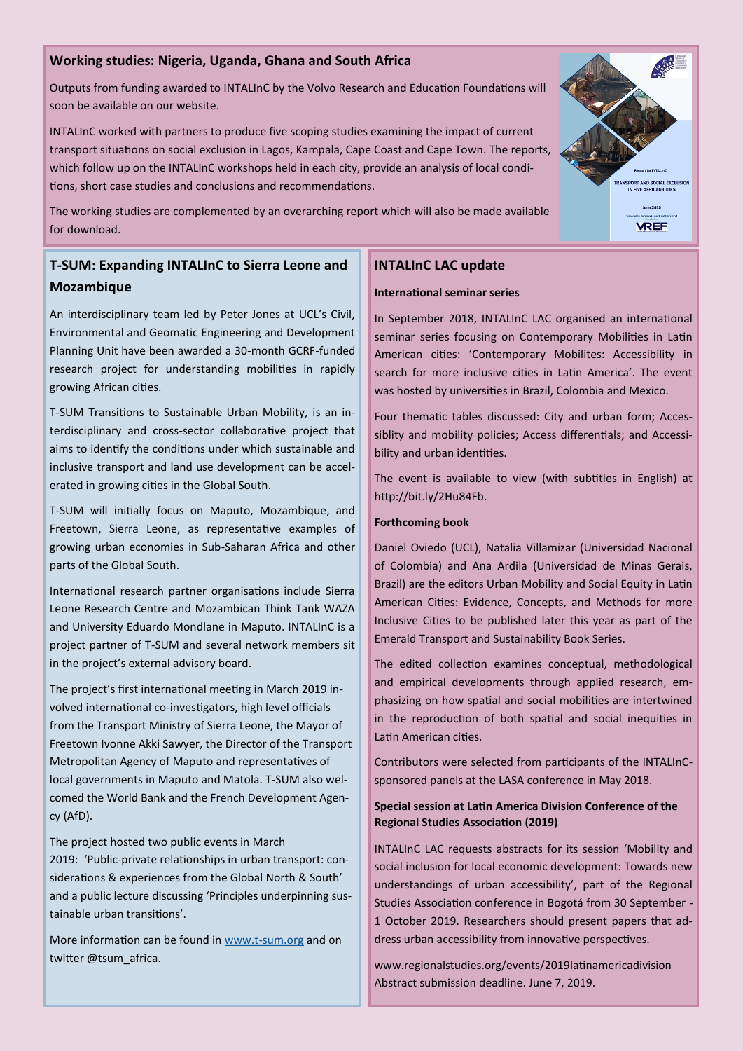## Working studies: Nigeria, Uganda, Ghana and South Africa

Outputs from funding awarded to INTALInC by the Volvo Research and Education Foundations will soon be available on our website.

INTALInC worked with partners to produce five scoping studies examining the impact of current transport situations on social exclusion in Lagos, Kampala, Cape Coast and Cape Town. The reports, which follow up on the INTALInC workshops held in each city, provide an analysis of local conditions, short case studies and conclusions and recommendations.

The working studies are complemented by an overarching report which will also be made available for download.

## T-SUM: Expanding INTALInC to Sierra Leone and Mozambique

An interdisciplinary team led by Peter Jones at UCL's Civil, Environmental and Geomatic Engineering and Development Planning Unit have been awarded a 30-month GCRF-funded research project for understanding mobilities in rapidly growing African cities.

T-SUM Transitions to Sustainable Urban Mobility, is an interdisciplinary and cross-sector collaborative project that aims to identify the conditions under which sustainable and inclusive transport and land use development can be accelerated in growing cities in the Global South.

T-SUM will initially focus on Maputo, Mozambique, and Freetown, Sierra Leone, as representative examples of growing urban economies in Sub-Saharan Africa and other parts of the Global South.

International research partner organisations include Sierra Leone Research Centre and Mozambican Think Tank WAZA and University Eduardo Mondlane in Maputo. INTALInC is a project partner of T-SUM and several network members sit in the project's external advisory board.

The project's first international meeting in March 2019 involved international co-investigators, high level officials from the Transport Ministry of Sierra Leone, the Mayor of Freetown Ivonne Akki Sawyer, the Director of the Transport Metropolitan Agency of Maputo and representatives of local governments in Maputo and Matola. T-SUM also welcomed the World Bank and the French Development Agency (AfD).

The project hosted two public events in March 2019: 'Public-private relationships in urban transport: considerations & experiences from the Global North & South' and a public lecture discussing 'Principles underpinning sustainable urban transitions'.

More information can be found in [www.t-sum.org](http://www.t-sum.org) and on twitter @tsum_africa.

## INTALInC LAC update

### International seminar series

In September 2018, INTALInC LAC organised an international seminar series focusing on Contemporary Mobilities in Latin American cities: 'Contemporary Mobilites: Accessibility in search for more inclusive cities in Latin America'. The event was hosted by universities in Brazil, Colombia and Mexico.

Four thematic tables discussed: City and urban form; Accessiblity and mobility policies; Access differentials; and Accessibility and urban identities.

The event is available to view (with subtitles in English) at http://bit.ly/2Hu84Fb.

### Forthcoming book

Daniel Oviedo (UCL), Natalia Villamizar (Universidad Nacional of Colombia) and Ana Ardila (Universidade de Minas Gerais, Brazil) are the editors Urban Mobility and Social Equity in Latin American Cities: Evidence, Concepts, and Methods for more Inclusive Cities to be published later this year as part of the Emerald Transport and Sustainability Book Series.

The edited collection examines conceptual, methodological and empirical developments through applied research, emphasizing on how spatial and social mobilities are intertwined in the reproduction of both spatial and social inequities in Latin American cities.

Contributors were selected from participants of the INTALInC-sponsored panels at the LASA conference in May 2018.

### Special session at Latin America Division Conference of the Regional Studies Association (2019)

INTALInC LAC requests abstracts for its session 'Mobility and social inclusion for local economic development: Towards new understandings of urban accessibility', part of the Regional Studies Association conference in Bogotá from 30 September - 1 October 2019. Researchers should present papers that address urban accessibility from innovative perspectives.

www.regionalstudies.org/events/2019latinamericadivision
Abstract submission deadline. June 7, 2019.